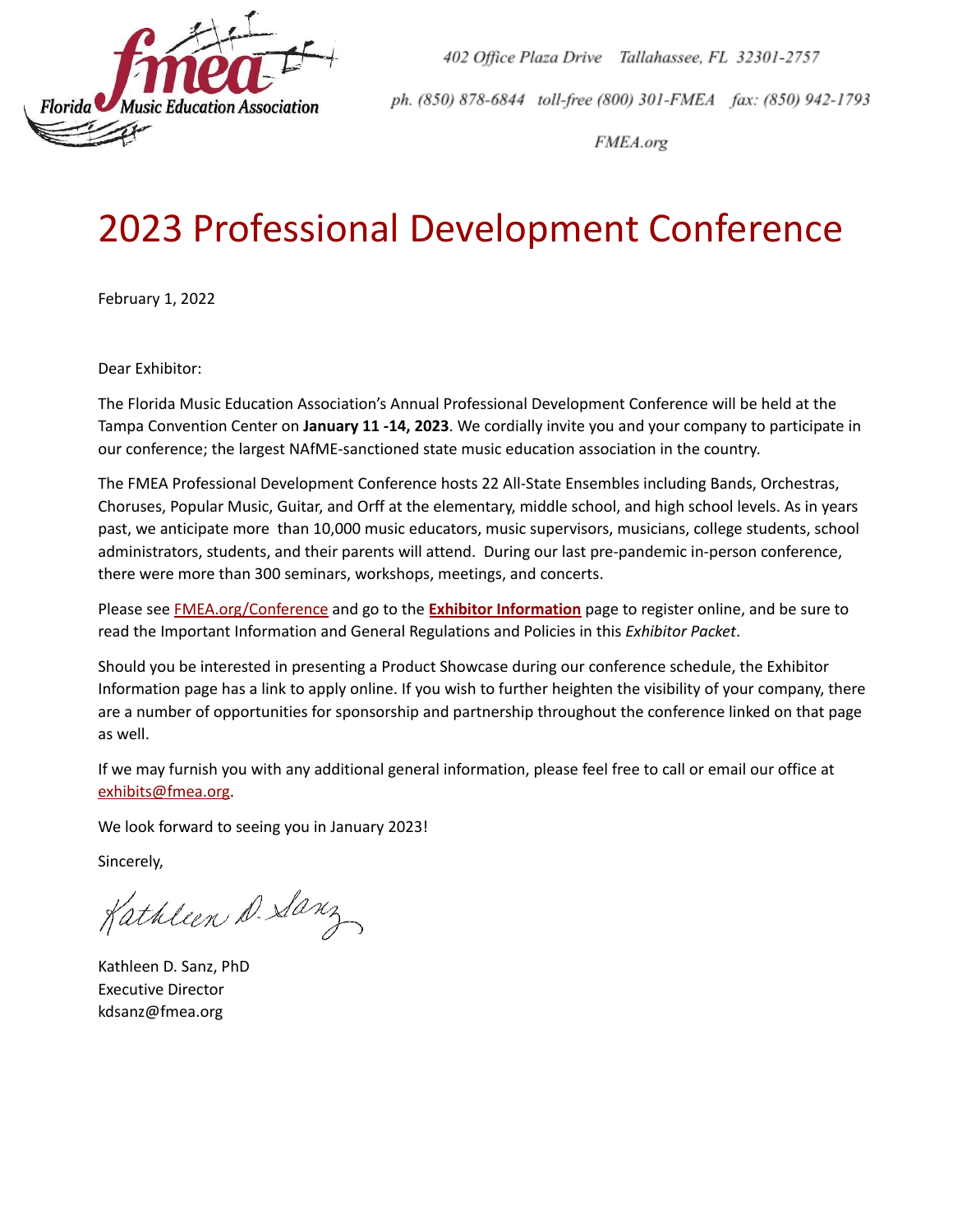Florida Music Education Association

402 Office Plaza Drive Tallahassee, FL 32301-2757

ph. (850) 878-6844 toll-free (800) 301-FMEA fax: (850) 942-1793

FMEA.org

# 2023 Professional Development Conference

February 1, 2022

Dear Exhibitor:

The Florida Music Education Association's Annual Professional Development Conference will be held at the Tampa Convention Center on **January 11 -14, 2023**. We cordially invite you and your company to participate in our conference; the largest NAfME-sanctioned state music education association in the country.

The FMEA Professional Development Conference hosts 22 All-State Ensembles including Bands, Orchestras, Choruses, Popular Music, Guitar, and Orff at the elementary, middle school, and high school levels. As in years past, we anticipate more than 10,000 music educators, music supervisors, musicians, college students, school administrators, students, and their parents will attend. During our last pre-pandemic in-person conference, there were more than 300 seminars, workshops, meetings, and concerts.

Please see FMEA.org/Conference and go to the **Exhibitor Information** page to register online, and be sure to read the Important Information and General Regulations and Policies in this *Exhibitor Packet*.

Should you be interested in presenting a Product Showcase during our conference schedule, the Exhibitor Information page has a link to apply online. If you wish to further heighten the visibility of your company, there are a number of opportunities for sponsorship and partnership throughout the conference linked on that page as well.

If we may furnish you with any additional general information, please feel free to call or email our office at exhibits@fmea.org.

We look forward to seeing you in January 2023!

Sincerely,

Kathleen D. Sanz

Kathleen D. Sanz, PhD
Executive Director
kdsanz@fmea.org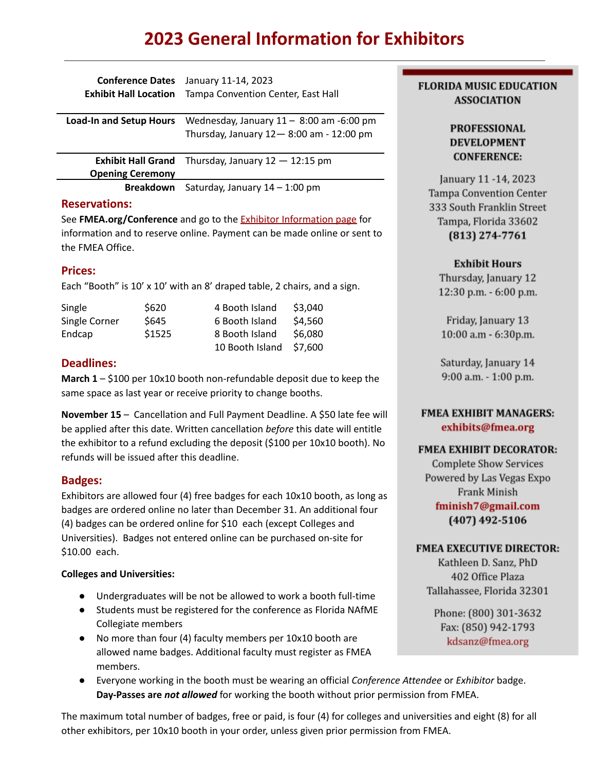# 2023 General Information for Exhibitors

| | |
|---|---|
| **Conference Dates** | January 11-14, 2023 |
| **Exhibit Hall Location** | Tampa Convention Center, East Hall |
| **Load-In and Setup Hours** | Wednesday, January 11 – 8:00 am -6:00 pm<br>Thursday, January 12— 8:00 am - 12:00 pm |
| **Exhibit Hall Grand Opening Ceremony** | Thursday, January 12 — 12:15 pm |
| **Breakdown** | Saturday, January 14 – 1:00 pm |

## Reservations:

See **FMEA.org/Conference** and go to the Exhibitor Information page for information and to reserve online. Payment can be made online or sent to the FMEA Office.

## Prices:

Each "Booth" is 10' x 10' with an 8' draped table, 2 chairs, and a sign.

| | | | |
|---|---|---|---|
| Single | $620 | 4 Booth Island | $3,040 |
| Single Corner | $645 | 6 Booth Island | $4,560 |
| Endcap | $1525 | 8 Booth Island | $6,080 |
| | | 10 Booth Island | $7,600 |

## Deadlines:

**March 1** – $100 per 10x10 booth non-refundable deposit due to keep the same space as last year or receive priority to change booths.

**November 15** – Cancellation and Full Payment Deadline. A $50 late fee will be applied after this date. Written cancellation *before* this date will entitle the exhibitor to a refund excluding the deposit ($100 per 10x10 booth). No refunds will be issued after this deadline.

## Badges:

Exhibitors are allowed four (4) free badges for each 10x10 booth, as long as badges are ordered online no later than December 31. An additional four (4) badges can be ordered online for $10 each (except Colleges and Universities). Badges not entered online can be purchased on-site for $10.00 each.

**Colleges and Universities:**

- Undergraduates will be not be allowed to work a booth full-time
- Students must be registered for the conference as Florida NAfME Collegiate members
- No more than four (4) faculty members per 10x10 booth are allowed name badges. Additional faculty must register as FMEA members.
- Everyone working in the booth must be wearing an official *Conference Attendee* or *Exhibitor* badge. **Day-Passes are *not allowed*** for working the booth without prior permission from FMEA.

The maximum total number of badges, free or paid, is four (4) for colleges and universities and eight (8) for all other exhibitors, per 10x10 booth in your order, unless given prior permission from FMEA.

---

**FLORIDA MUSIC EDUCATION ASSOCIATION**

**PROFESSIONAL DEVELOPMENT CONFERENCE:**

January 11 -14, 2023
Tampa Convention Center
333 South Franklin Street
Tampa, Florida 33602
**(813) 274-7761**

**Exhibit Hours**

Thursday, January 12
12:30 p.m. - 6:00 p.m.

Friday, January 13
10:00 a.m - 6:30p.m.

Saturday, January 14
9:00 a.m. - 1:00 p.m.

**FMEA EXHIBIT MANAGERS:**
**exhibits@fmea.org**

**FMEA EXHIBIT DECORATOR:**
Complete Show Services
Powered by Las Vegas Expo
Frank Minish
**fminish7@gmail.com**
**(407) 492-5106**

**FMEA EXECUTIVE DIRECTOR:**
Kathleen D. Sanz, PhD
402 Office Plaza
Tallahassee, Florida 32301

Phone: (800) 301-3632
Fax: (850) 942-1793
kdsanz@fmea.org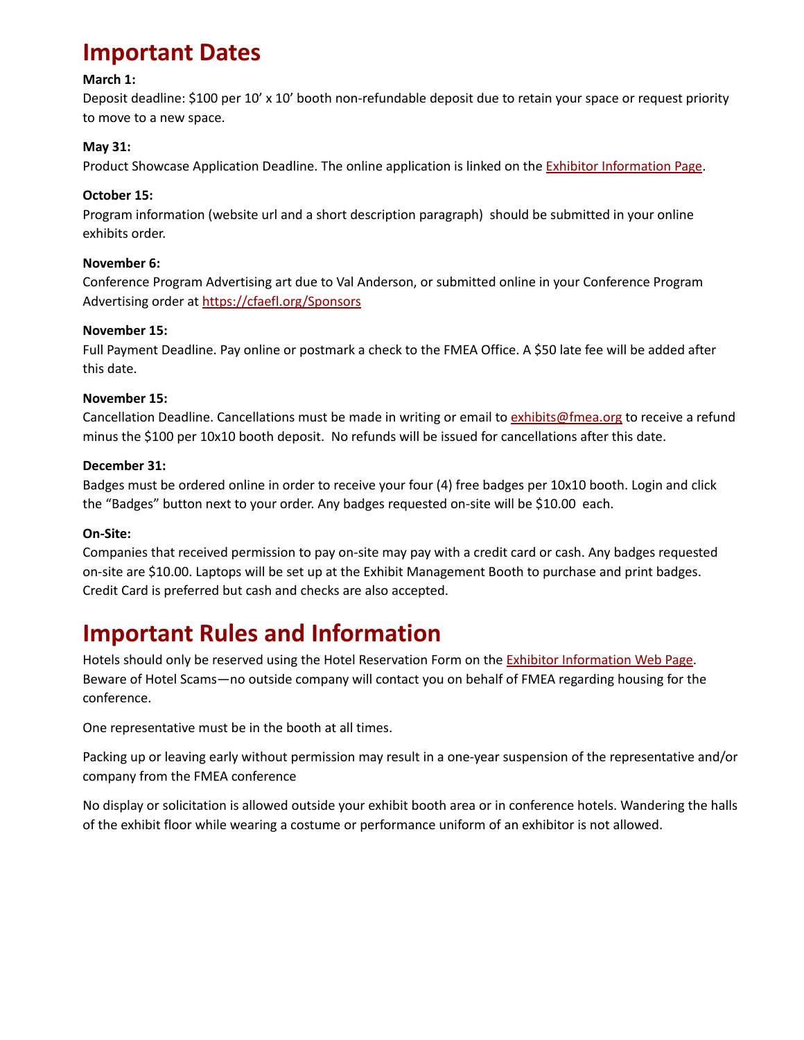# Important Dates

**March 1:**
Deposit deadline: $100 per 10' x 10' booth non-refundable deposit due to retain your space or request priority to move to a new space.

**May 31:**
Product Showcase Application Deadline. The online application is linked on the [Exhibitor Information Page](Exhibitor Information Page).

**October 15:**
Program information (website url and a short description paragraph) should be submitted in your online exhibits order.

**November 6:**
Conference Program Advertising art due to Val Anderson, or submitted online in your Conference Program Advertising order at https://cfaefl.org/Sponsors

**November 15:**
Full Payment Deadline. Pay online or postmark a check to the FMEA Office. A $50 late fee will be added after this date.

**November 15:**
Cancellation Deadline. Cancellations must be made in writing or email to exhibits@fmea.org to receive a refund minus the $100 per 10x10 booth deposit. No refunds will be issued for cancellations after this date.

**December 31:**
Badges must be ordered online in order to receive your four (4) free badges per 10x10 booth. Login and click the "Badges" button next to your order. Any badges requested on-site will be $10.00 each.

**On-Site:**
Companies that received permission to pay on-site may pay with a credit card or cash. Any badges requested on-site are $10.00. Laptops will be set up at the Exhibit Management Booth to purchase and print badges. Credit Card is preferred but cash and checks are also accepted.

# Important Rules and Information

Hotels should only be reserved using the Hotel Reservation Form on the Exhibitor Information Web Page. Beware of Hotel Scams—no outside company will contact you on behalf of FMEA regarding housing for the conference.

One representative must be in the booth at all times.

Packing up or leaving early without permission may result in a one-year suspension of the representative and/or company from the FMEA conference

No display or solicitation is allowed outside your exhibit booth area or in conference hotels. Wandering the halls of the exhibit floor while wearing a costume or performance uniform of an exhibitor is not allowed.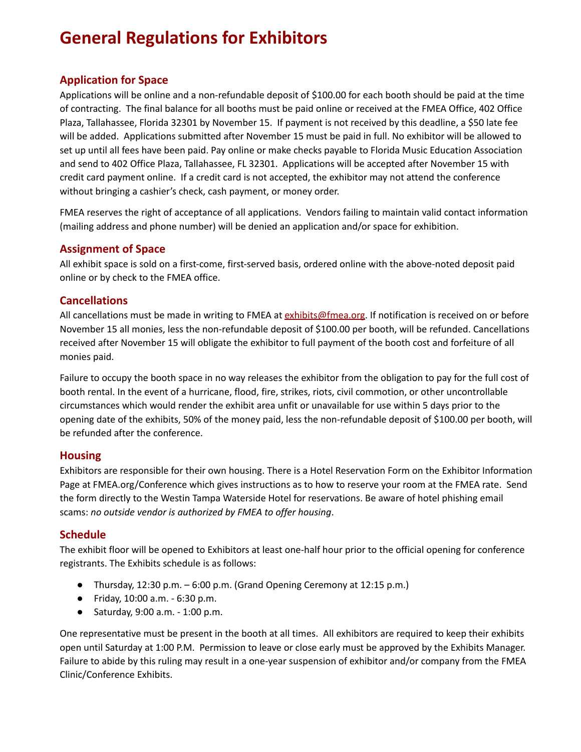# General Regulations for Exhibitors

## Application for Space

Applications will be online and a non-refundable deposit of $100.00 for each booth should be paid at the time of contracting. The final balance for all booths must be paid online or received at the FMEA Office, 402 Office Plaza, Tallahassee, Florida 32301 by November 15. If payment is not received by this deadline, a $50 late fee will be added. Applications submitted after November 15 must be paid in full. No exhibitor will be allowed to set up until all fees have been paid. Pay online or make checks payable to Florida Music Education Association and send to 402 Office Plaza, Tallahassee, FL 32301. Applications will be accepted after November 15 with credit card payment online. If a credit card is not accepted, the exhibitor may not attend the conference without bringing a cashier's check, cash payment, or money order.

FMEA reserves the right of acceptance of all applications. Vendors failing to maintain valid contact information (mailing address and phone number) will be denied an application and/or space for exhibition.

## Assignment of Space

All exhibit space is sold on a first-come, first-served basis, ordered online with the above-noted deposit paid online or by check to the FMEA office.

## Cancellations

All cancellations must be made in writing to FMEA at exhibits@fmea.org. If notification is received on or before November 15 all monies, less the non-refundable deposit of $100.00 per booth, will be refunded. Cancellations received after November 15 will obligate the exhibitor to full payment of the booth cost and forfeiture of all monies paid.

Failure to occupy the booth space in no way releases the exhibitor from the obligation to pay for the full cost of booth rental. In the event of a hurricane, flood, fire, strikes, riots, civil commotion, or other uncontrollable circumstances which would render the exhibit area unfit or unavailable for use within 5 days prior to the opening date of the exhibits, 50% of the money paid, less the non-refundable deposit of $100.00 per booth, will be refunded after the conference.

## Housing

Exhibitors are responsible for their own housing. There is a Hotel Reservation Form on the Exhibitor Information Page at FMEA.org/Conference which gives instructions as to how to reserve your room at the FMEA rate. Send the form directly to the Westin Tampa Waterside Hotel for reservations. Be aware of hotel phishing email scams: *no outside vendor is authorized by FMEA to offer housing*.

## Schedule

The exhibit floor will be opened to Exhibitors at least one-half hour prior to the official opening for conference registrants. The Exhibits schedule is as follows:

- Thursday, 12:30 p.m. – 6:00 p.m. (Grand Opening Ceremony at 12:15 p.m.)
- Friday, 10:00 a.m. - 6:30 p.m.
- Saturday, 9:00 a.m. - 1:00 p.m.

One representative must be present in the booth at all times. All exhibitors are required to keep their exhibits open until Saturday at 1:00 P.M. Permission to leave or close early must be approved by the Exhibits Manager. Failure to abide by this ruling may result in a one-year suspension of exhibitor and/or company from the FMEA Clinic/Conference Exhibits.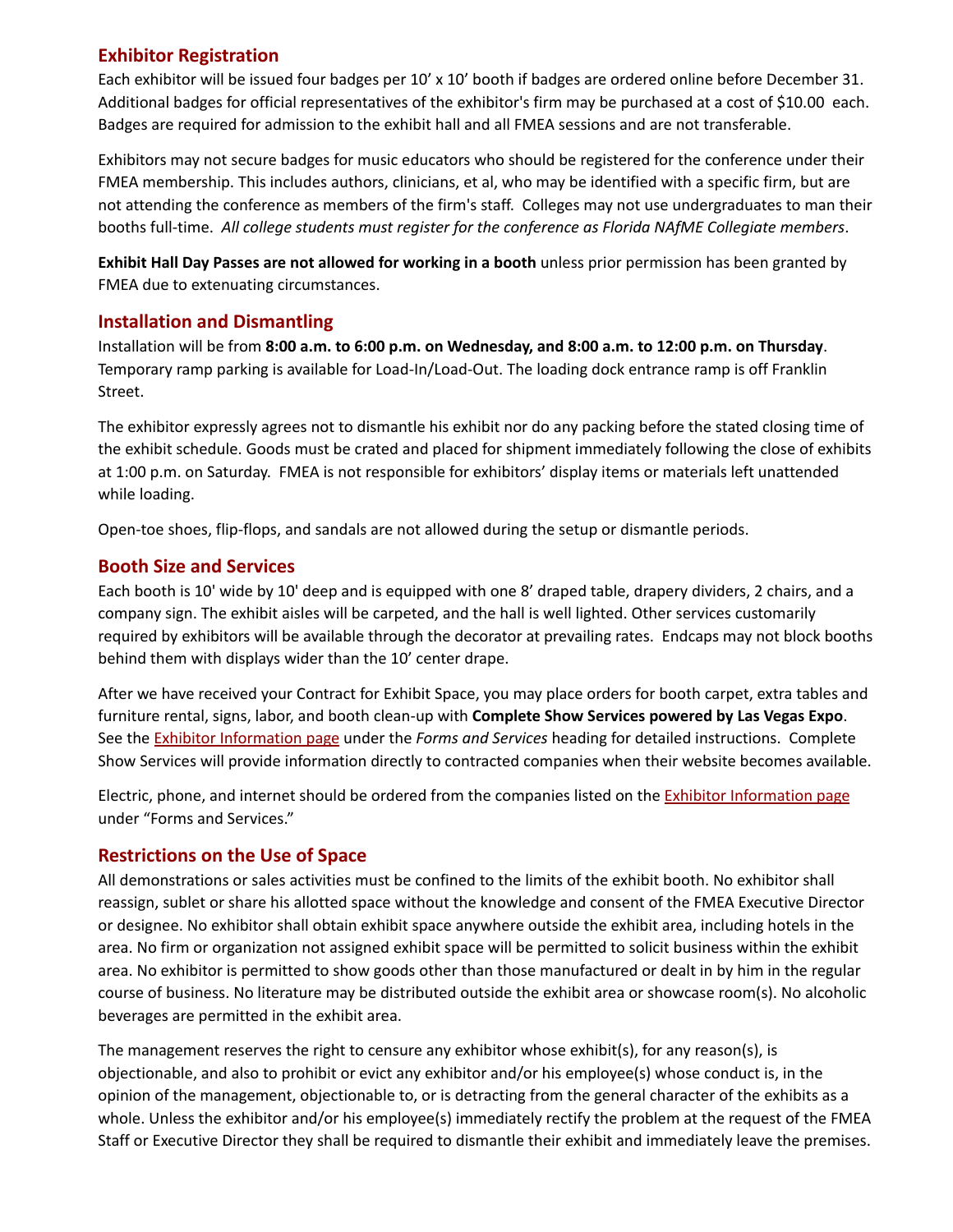## Exhibitor Registration

Each exhibitor will be issued four badges per 10' x 10' booth if badges are ordered online before December 31. Additional badges for official representatives of the exhibitor's firm may be purchased at a cost of $10.00 each. Badges are required for admission to the exhibit hall and all FMEA sessions and are not transferable.

Exhibitors may not secure badges for music educators who should be registered for the conference under their FMEA membership. This includes authors, clinicians, et al, who may be identified with a specific firm, but are not attending the conference as members of the firm's staff. Colleges may not use undergraduates to man their booths full-time. *All college students must register for the conference as Florida NAfME Collegiate members*.

**Exhibit Hall Day Passes are not allowed for working in a booth** unless prior permission has been granted by FMEA due to extenuating circumstances.

## Installation and Dismantling

Installation will be from **8:00 a.m. to 6:00 p.m. on Wednesday, and 8:00 a.m. to 12:00 p.m. on Thursday**. Temporary ramp parking is available for Load-In/Load-Out. The loading dock entrance ramp is off Franklin Street.

The exhibitor expressly agrees not to dismantle his exhibit nor do any packing before the stated closing time of the exhibit schedule. Goods must be crated and placed for shipment immediately following the close of exhibits at 1:00 p.m. on Saturday. FMEA is not responsible for exhibitors' display items or materials left unattended while loading.

Open-toe shoes, flip-flops, and sandals are not allowed during the setup or dismantle periods.

## Booth Size and Services

Each booth is 10' wide by 10' deep and is equipped with one 8' draped table, drapery dividers, 2 chairs, and a company sign. The exhibit aisles will be carpeted, and the hall is well lighted. Other services customarily required by exhibitors will be available through the decorator at prevailing rates. Endcaps may not block booths behind them with displays wider than the 10' center drape.

After we have received your Contract for Exhibit Space, you may place orders for booth carpet, extra tables and furniture rental, signs, labor, and booth clean-up with **Complete Show Services powered by Las Vegas Expo**. See the Exhibitor Information page under the *Forms and Services* heading for detailed instructions. Complete Show Services will provide information directly to contracted companies when their website becomes available.

Electric, phone, and internet should be ordered from the companies listed on the Exhibitor Information page under "Forms and Services."

## Restrictions on the Use of Space

All demonstrations or sales activities must be confined to the limits of the exhibit booth. No exhibitor shall reassign, sublet or share his allotted space without the knowledge and consent of the FMEA Executive Director or designee. No exhibitor shall obtain exhibit space anywhere outside the exhibit area, including hotels in the area. No firm or organization not assigned exhibit space will be permitted to solicit business within the exhibit area. No exhibitor is permitted to show goods other than those manufactured or dealt in by him in the regular course of business. No literature may be distributed outside the exhibit area or showcase room(s). No alcoholic beverages are permitted in the exhibit area.

The management reserves the right to censure any exhibitor whose exhibit(s), for any reason(s), is objectionable, and also to prohibit or evict any exhibitor and/or his employee(s) whose conduct is, in the opinion of the management, objectionable to, or is detracting from the general character of the exhibits as a whole. Unless the exhibitor and/or his employee(s) immediately rectify the problem at the request of the FMEA Staff or Executive Director they shall be required to dismantle their exhibit and immediately leave the premises.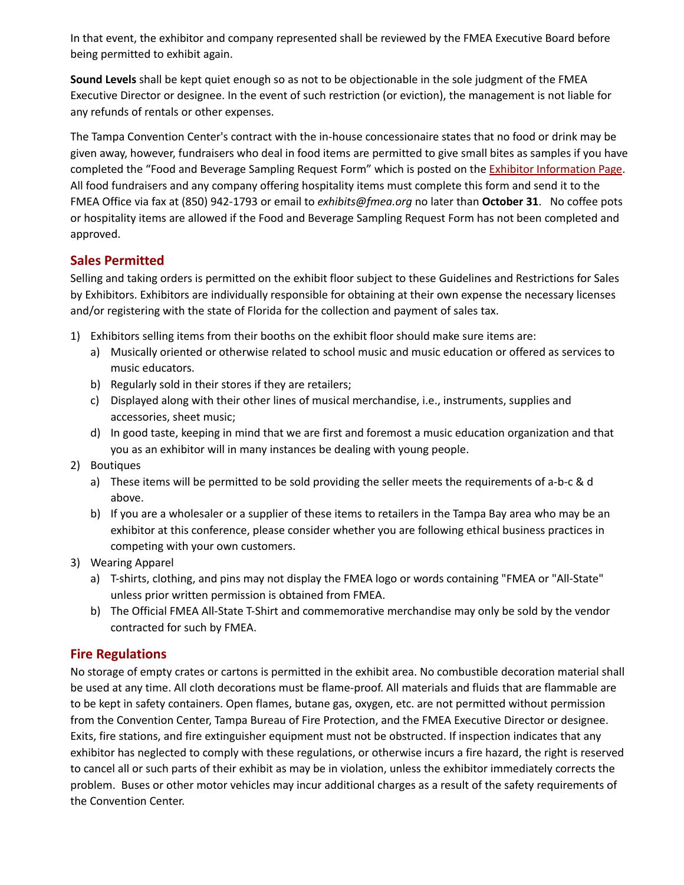In that event, the exhibitor and company represented shall be reviewed by the FMEA Executive Board before being permitted to exhibit again.

**Sound Levels** shall be kept quiet enough so as not to be objectionable in the sole judgment of the FMEA Executive Director or designee. In the event of such restriction (or eviction), the management is not liable for any refunds of rentals or other expenses.

The Tampa Convention Center's contract with the in-house concessionaire states that no food or drink may be given away, however, fundraisers who deal in food items are permitted to give small bites as samples if you have completed the "Food and Beverage Sampling Request Form" which is posted on the Exhibitor Information Page. All food fundraisers and any company offering hospitality items must complete this form and send it to the FMEA Office via fax at (850) 942-1793 or email to *exhibits@fmea.org* no later than **October 31**. No coffee pots or hospitality items are allowed if the Food and Beverage Sampling Request Form has not been completed and approved.

## Sales Permitted

Selling and taking orders is permitted on the exhibit floor subject to these Guidelines and Restrictions for Sales by Exhibitors. Exhibitors are individually responsible for obtaining at their own expense the necessary licenses and/or registering with the state of Florida for the collection and payment of sales tax.

1) Exhibitors selling items from their booths on the exhibit floor should make sure items are:
   a) Musically oriented or otherwise related to school music and music education or offered as services to music educators.
   b) Regularly sold in their stores if they are retailers;
   c) Displayed along with their other lines of musical merchandise, i.e., instruments, supplies and accessories, sheet music;
   d) In good taste, keeping in mind that we are first and foremost a music education organization and that you as an exhibitor will in many instances be dealing with young people.
2) Boutiques
   a) These items will be permitted to be sold providing the seller meets the requirements of a-b-c & d above.
   b) If you are a wholesaler or a supplier of these items to retailers in the Tampa Bay area who may be an exhibitor at this conference, please consider whether you are following ethical business practices in competing with your own customers.
3) Wearing Apparel
   a) T-shirts, clothing, and pins may not display the FMEA logo or words containing "FMEA or "All-State" unless prior written permission is obtained from FMEA.
   b) The Official FMEA All-State T-Shirt and commemorative merchandise may only be sold by the vendor contracted for such by FMEA.

## Fire Regulations

No storage of empty crates or cartons is permitted in the exhibit area. No combustible decoration material shall be used at any time. All cloth decorations must be flame-proof. All materials and fluids that are flammable are to be kept in safety containers. Open flames, butane gas, oxygen, etc. are not permitted without permission from the Convention Center, Tampa Bureau of Fire Protection, and the FMEA Executive Director or designee. Exits, fire stations, and fire extinguisher equipment must not be obstructed. If inspection indicates that any exhibitor has neglected to comply with these regulations, or otherwise incurs a fire hazard, the right is reserved to cancel all or such parts of their exhibit as may be in violation, unless the exhibitor immediately corrects the problem. Buses or other motor vehicles may incur additional charges as a result of the safety requirements of the Convention Center.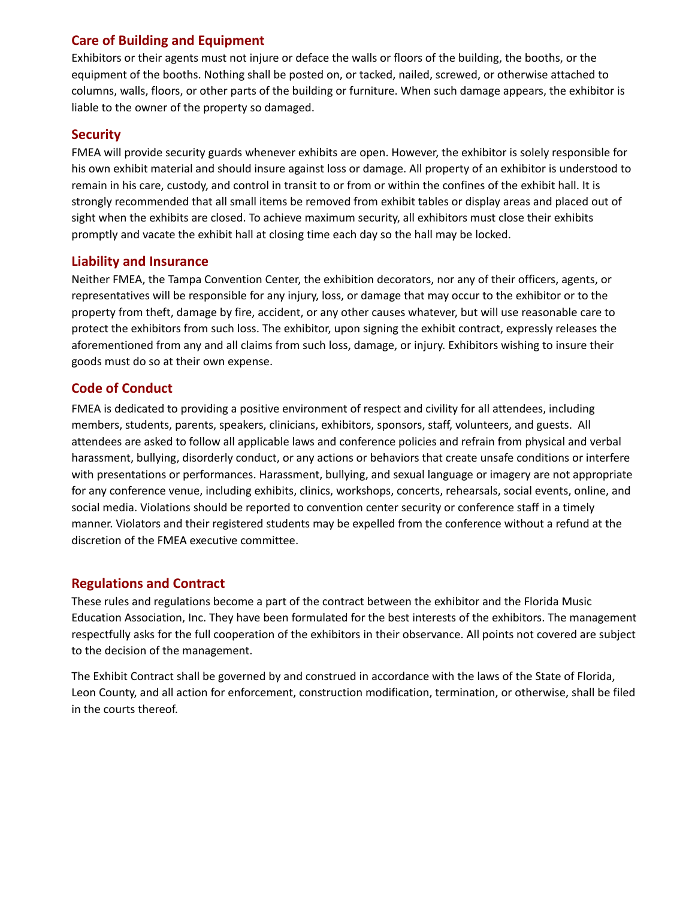## Care of Building and Equipment

Exhibitors or their agents must not injure or deface the walls or floors of the building, the booths, or the equipment of the booths. Nothing shall be posted on, or tacked, nailed, screwed, or otherwise attached to columns, walls, floors, or other parts of the building or furniture. When such damage appears, the exhibitor is liable to the owner of the property so damaged.

## Security

FMEA will provide security guards whenever exhibits are open. However, the exhibitor is solely responsible for his own exhibit material and should insure against loss or damage. All property of an exhibitor is understood to remain in his care, custody, and control in transit to or from or within the confines of the exhibit hall. It is strongly recommended that all small items be removed from exhibit tables or display areas and placed out of sight when the exhibits are closed. To achieve maximum security, all exhibitors must close their exhibits promptly and vacate the exhibit hall at closing time each day so the hall may be locked.

## Liability and Insurance

Neither FMEA, the Tampa Convention Center, the exhibition decorators, nor any of their officers, agents, or representatives will be responsible for any injury, loss, or damage that may occur to the exhibitor or to the property from theft, damage by fire, accident, or any other causes whatever, but will use reasonable care to protect the exhibitors from such loss. The exhibitor, upon signing the exhibit contract, expressly releases the aforementioned from any and all claims from such loss, damage, or injury. Exhibitors wishing to insure their goods must do so at their own expense.

## Code of Conduct

FMEA is dedicated to providing a positive environment of respect and civility for all attendees, including members, students, parents, speakers, clinicians, exhibitors, sponsors, staff, volunteers, and guests. All attendees are asked to follow all applicable laws and conference policies and refrain from physical and verbal harassment, bullying, disorderly conduct, or any actions or behaviors that create unsafe conditions or interfere with presentations or performances. Harassment, bullying, and sexual language or imagery are not appropriate for any conference venue, including exhibits, clinics, workshops, concerts, rehearsals, social events, online, and social media. Violations should be reported to convention center security or conference staff in a timely manner. Violators and their registered students may be expelled from the conference without a refund at the discretion of the FMEA executive committee.

## Regulations and Contract

These rules and regulations become a part of the contract between the exhibitor and the Florida Music Education Association, Inc. They have been formulated for the best interests of the exhibitors. The management respectfully asks for the full cooperation of the exhibitors in their observance. All points not covered are subject to the decision of the management.

The Exhibit Contract shall be governed by and construed in accordance with the laws of the State of Florida, Leon County, and all action for enforcement, construction modification, termination, or otherwise, shall be filed in the courts thereof.